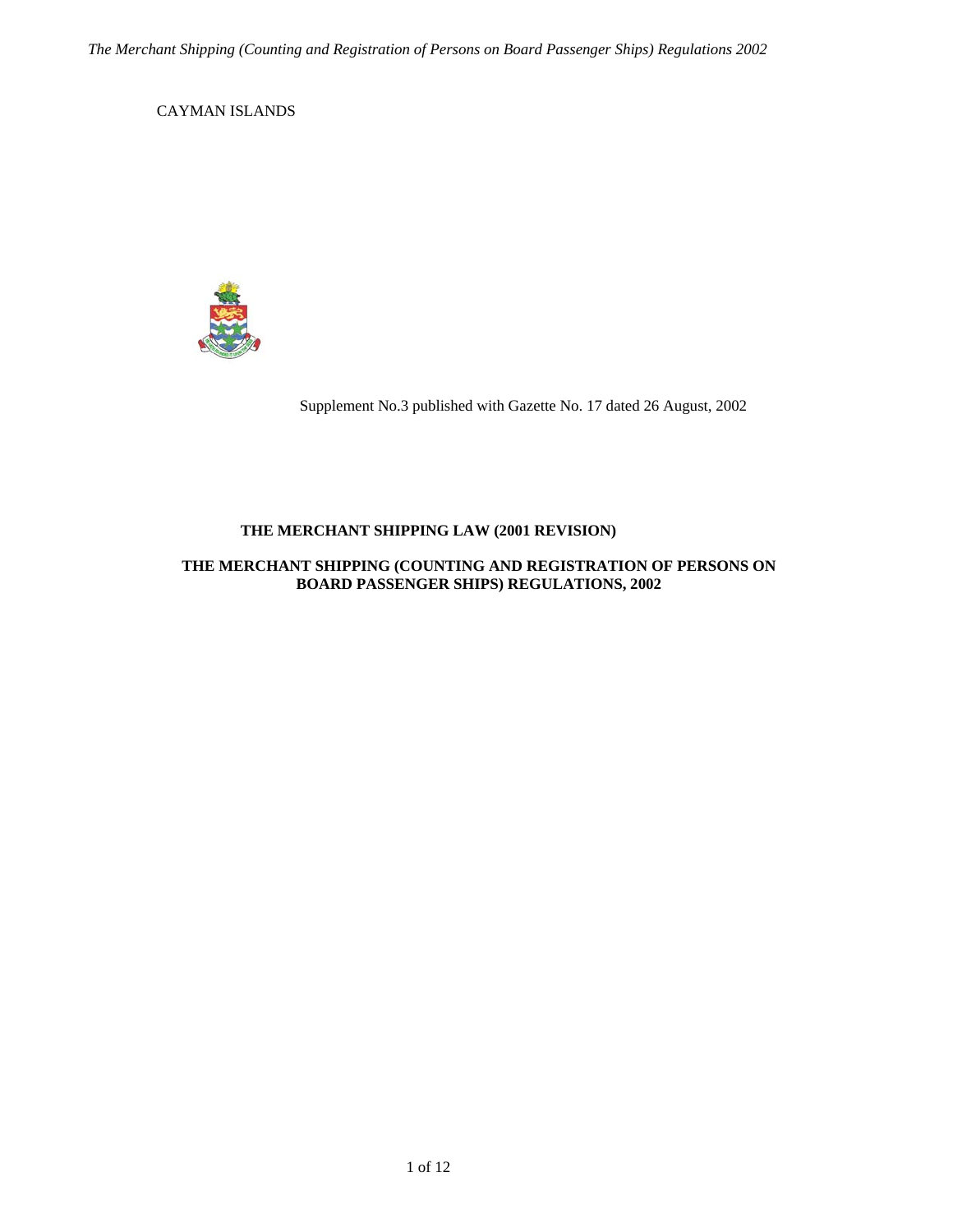CAYMAN ISLANDS

Supplement No.3 published with Gazette No. 17 dated 26 August, 2002

**THE MERCHANT SHIPPING LAW (2001 REVISION)**

**THE MERCHANT SHIPPING (COUNTING AND REGISTRATION OF PERSONS ON BOARD PASSENGER SHIPS) REGULATIONS, 2002**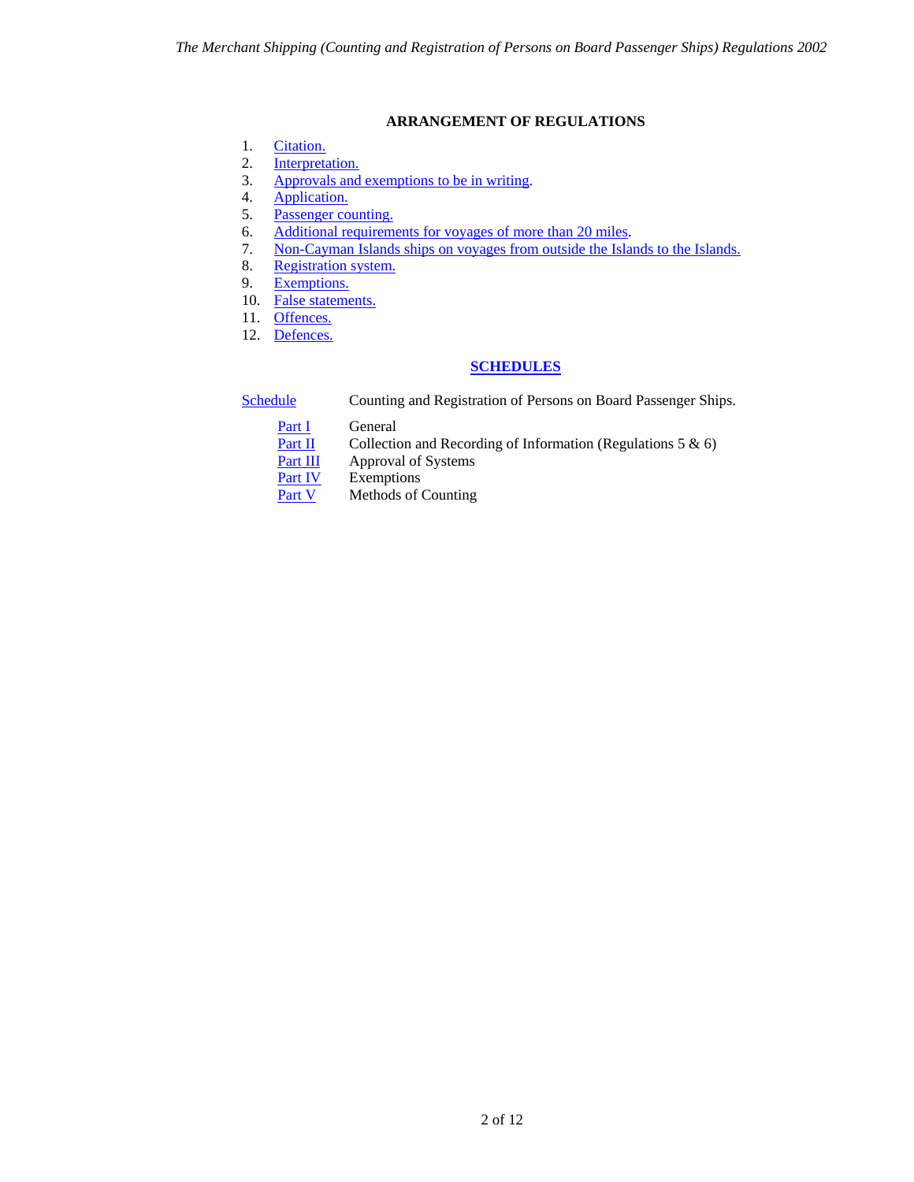## ARRANGEMENT OF REGULATIONS

1. Citation.
2. Interpretation.
3. Approvals and exemptions to be in writing.
4. Application.
5. Passenger counting.
6. Additional requirements for voyages of more than 20 miles.
7. Non-Cayman Islands ships on voyages from outside the Islands to the Islands.
8. Registration system.
9. Exemptions.
10. False statements.
11. Offences.
12. Defences.

## SCHEDULES

| | |
|---|---|
| Schedule | Counting and Registration of Persons on Board Passenger Ships. |
| Part I | General |
| Part II | Collection and Recording of Information (Regulations 5 & 6) |
| Part III | Approval of Systems |
| Part IV | Exemptions |
| Part V | Methods of Counting |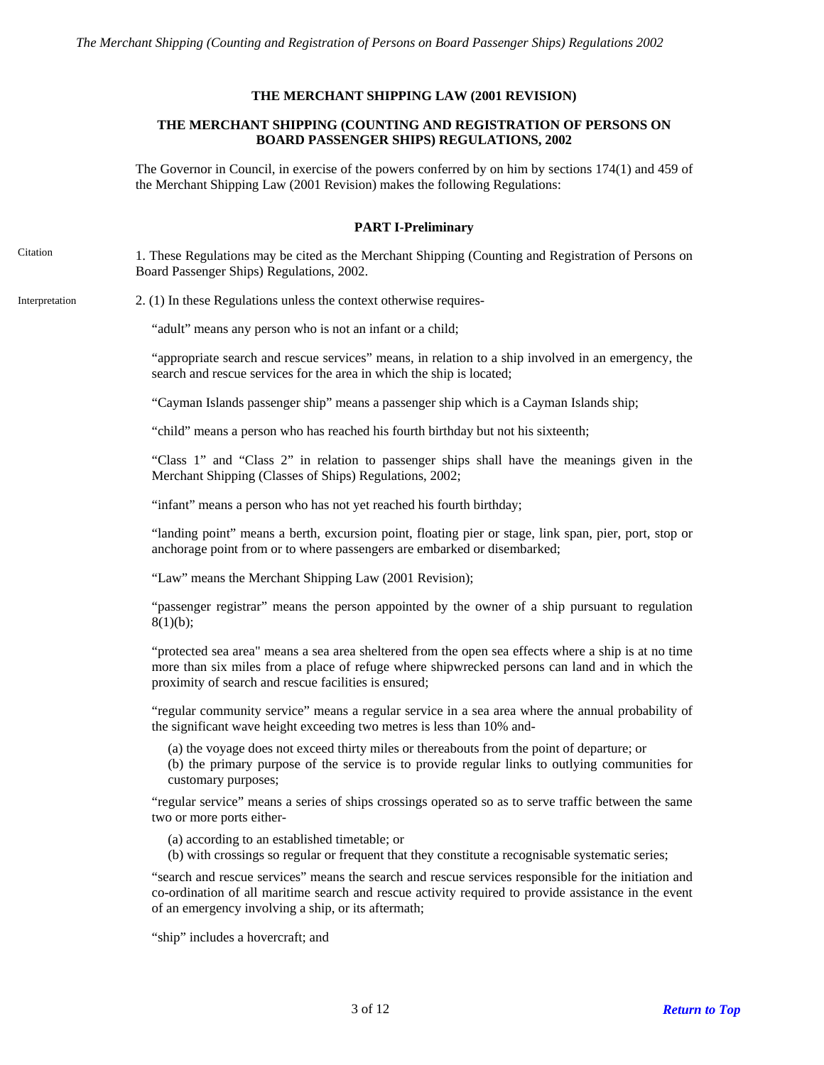**THE MERCHANT SHIPPING LAW (2001 REVISION)**

**THE MERCHANT SHIPPING (COUNTING AND REGISTRATION OF PERSONS ON BOARD PASSENGER SHIPS) REGULATIONS, 2002**

The Governor in Council, in exercise of the powers conferred by on him by sections 174(1) and 459 of the Merchant Shipping Law (2001 Revision) makes the following Regulations:

**PART I-Preliminary**

Citation

1. These Regulations may be cited as the Merchant Shipping (Counting and Registration of Persons on Board Passenger Ships) Regulations, 2002.

Interpretation

2. (1) In these Regulations unless the context otherwise requires-

"adult" means any person who is not an infant or a child;

"appropriate search and rescue services" means, in relation to a ship involved in an emergency, the search and rescue services for the area in which the ship is located;

"Cayman Islands passenger ship" means a passenger ship which is a Cayman Islands ship;

"child" means a person who has reached his fourth birthday but not his sixteenth;

"Class 1" and "Class 2" in relation to passenger ships shall have the meanings given in the Merchant Shipping (Classes of Ships) Regulations, 2002;

"infant" means a person who has not yet reached his fourth birthday;

"landing point" means a berth, excursion point, floating pier or stage, link span, pier, port, stop or anchorage point from or to where passengers are embarked or disembarked;

"Law" means the Merchant Shipping Law (2001 Revision);

"passenger registrar" means the person appointed by the owner of a ship pursuant to regulation 8(1)(b);

"protected sea area" means a sea area sheltered from the open sea effects where a ship is at no time more than six miles from a place of refuge where shipwrecked persons can land and in which the proximity of search and rescue facilities is ensured;

"regular community service" means a regular service in a sea area where the annual probability of the significant wave height exceeding two metres is less than 10% and-

(a) the voyage does not exceed thirty miles or thereabouts from the point of departure; or
(b) the primary purpose of the service is to provide regular links to outlying communities for customary purposes;

"regular service" means a series of ships crossings operated so as to serve traffic between the same two or more ports either-

(a) according to an established timetable; or
(b) with crossings so regular or frequent that they constitute a recognisable systematic series;

"search and rescue services" means the search and rescue services responsible for the initiation and co-ordination of all maritime search and rescue activity required to provide assistance in the event of an emergency involving a ship, or its aftermath;

"ship" includes a hovercraft; and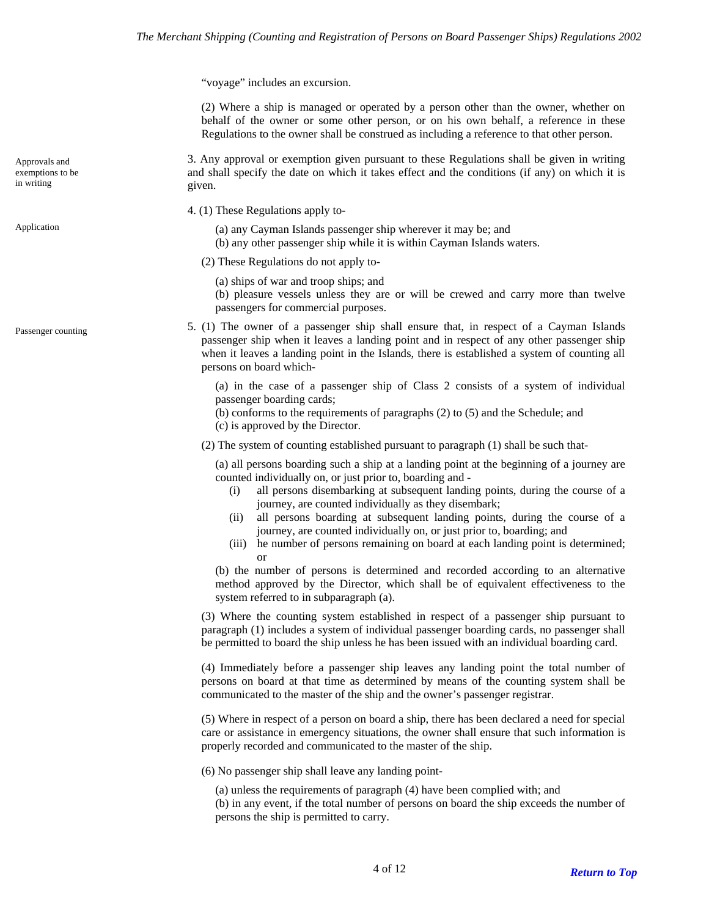"voyage" includes an excursion.

(2) Where a ship is managed or operated by a person other than the owner, whether on behalf of the owner or some other person, or on his own behalf, a reference in these Regulations to the owner shall be construed as including a reference to that other person.

Approvals and exemptions to be in writing

3. Any approval or exemption given pursuant to these Regulations shall be given in writing and shall specify the date on which it takes effect and the conditions (if any) on which it is given.

Application

4. (1) These Regulations apply to-

(a) any Cayman Islands passenger ship wherever it may be; and
(b) any other passenger ship while it is within Cayman Islands waters.

(2) These Regulations do not apply to-

(a) ships of war and troop ships; and
(b) pleasure vessels unless they are or will be crewed and carry more than twelve passengers for commercial purposes.

Passenger counting

5. (1) The owner of a passenger ship shall ensure that, in respect of a Cayman Islands passenger ship when it leaves a landing point and in respect of any other passenger ship when it leaves a landing point in the Islands, there is established a system of counting all persons on board which-

(a) in the case of a passenger ship of Class 2 consists of a system of individual passenger boarding cards;
(b) conforms to the requirements of paragraphs (2) to (5) and the Schedule; and
(c) is approved by the Director.

(2) The system of counting established pursuant to paragraph (1) shall be such that-

(a) all persons boarding such a ship at a landing point at the beginning of a journey are counted individually on, or just prior to, boarding and -

- (i) all persons disembarking at subsequent landing points, during the course of a journey, are counted individually as they disembark;
- (ii) all persons boarding at subsequent landing points, during the course of a journey, are counted individually on, or just prior to, boarding; and
- (iii) he number of persons remaining on board at each landing point is determined; or

(b) the number of persons is determined and recorded according to an alternative method approved by the Director, which shall be of equivalent effectiveness to the system referred to in subparagraph (a).

(3) Where the counting system established in respect of a passenger ship pursuant to paragraph (1) includes a system of individual passenger boarding cards, no passenger shall be permitted to board the ship unless he has been issued with an individual boarding card.

(4) Immediately before a passenger ship leaves any landing point the total number of persons on board at that time as determined by means of the counting system shall be communicated to the master of the ship and the owner's passenger registrar.

(5) Where in respect of a person on board a ship, there has been declared a need for special care or assistance in emergency situations, the owner shall ensure that such information is properly recorded and communicated to the master of the ship.

(6) No passenger ship shall leave any landing point-

(a) unless the requirements of paragraph (4) have been complied with; and
(b) in any event, if the total number of persons on board the ship exceeds the number of persons the ship is permitted to carry.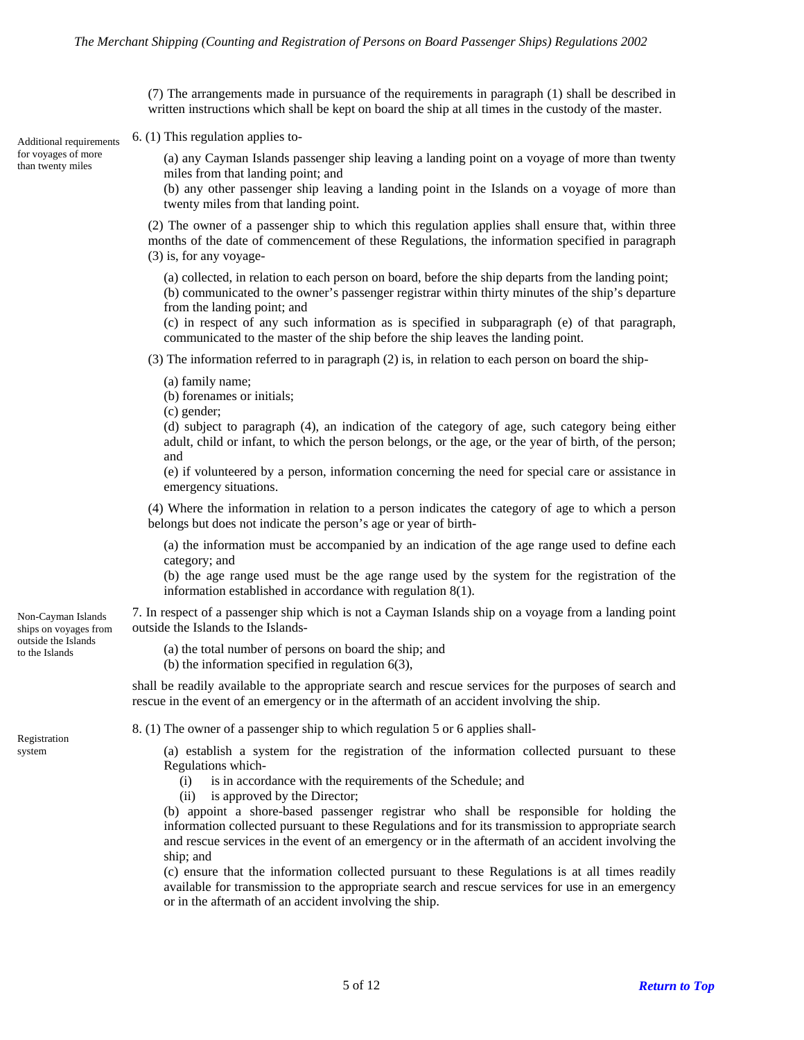(7) The arrangements made in pursuance of the requirements in paragraph (1) shall be described in written instructions which shall be kept on board the ship at all times in the custody of the master.

Additional requirements for voyages of more than twenty miles

6. (1) This regulation applies to-

(a) any Cayman Islands passenger ship leaving a landing point on a voyage of more than twenty miles from that landing point; and

(b) any other passenger ship leaving a landing point in the Islands on a voyage of more than twenty miles from that landing point.

(2) The owner of a passenger ship to which this regulation applies shall ensure that, within three months of the date of commencement of these Regulations, the information specified in paragraph (3) is, for any voyage-

(a) collected, in relation to each person on board, before the ship departs from the landing point;

(b) communicated to the owner's passenger registrar within thirty minutes of the ship's departure from the landing point; and

(c) in respect of any such information as is specified in subparagraph (e) of that paragraph, communicated to the master of the ship before the ship leaves the landing point.

(3) The information referred to in paragraph (2) is, in relation to each person on board the ship-

(a) family name;

(b) forenames or initials;

(c) gender;

(d) subject to paragraph (4), an indication of the category of age, such category being either adult, child or infant, to which the person belongs, or the age, or the year of birth, of the person; and

(e) if volunteered by a person, information concerning the need for special care or assistance in emergency situations.

(4) Where the information in relation to a person indicates the category of age to which a person belongs but does not indicate the person's age or year of birth-

(a) the information must be accompanied by an indication of the age range used to define each category; and

(b) the age range used must be the age range used by the system for the registration of the information established in accordance with regulation 8(1).

Non-Cayman Islands ships on voyages from outside the Islands to the Islands

7. In respect of a passenger ship which is not a Cayman Islands ship on a voyage from a landing point outside the Islands to the Islands-

(a) the total number of persons on board the ship; and

(b) the information specified in regulation 6(3),

shall be readily available to the appropriate search and rescue services for the purposes of search and rescue in the event of an emergency or in the aftermath of an accident involving the ship.

Registration system

8. (1) The owner of a passenger ship to which regulation 5 or 6 applies shall-

(a) establish a system for the registration of the information collected pursuant to these Regulations which-

(i) is in accordance with the requirements of the Schedule; and

(ii) is approved by the Director;

(b) appoint a shore-based passenger registrar who shall be responsible for holding the information collected pursuant to these Regulations and for its transmission to appropriate search and rescue services in the event of an emergency or in the aftermath of an accident involving the ship; and

(c) ensure that the information collected pursuant to these Regulations is at all times readily available for transmission to the appropriate search and rescue services for use in an emergency or in the aftermath of an accident involving the ship.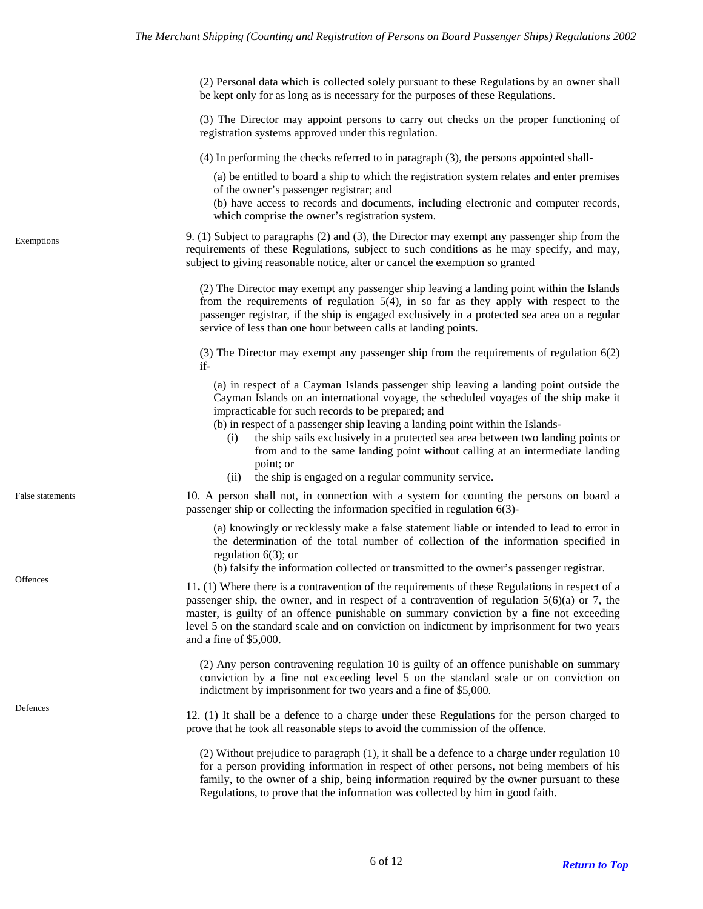(2) Personal data which is collected solely pursuant to these Regulations by an owner shall be kept only for as long as is necessary for the purposes of these Regulations.

(3) The Director may appoint persons to carry out checks on the proper functioning of registration systems approved under this regulation.

(4) In performing the checks referred to in paragraph (3), the persons appointed shall-

(a) be entitled to board a ship to which the registration system relates and enter premises of the owner's passenger registrar; and

(b) have access to records and documents, including electronic and computer records, which comprise the owner's registration system.

**Exemptions**

9. (1) Subject to paragraphs (2) and (3), the Director may exempt any passenger ship from the requirements of these Regulations, subject to such conditions as he may specify, and may, subject to giving reasonable notice, alter or cancel the exemption so granted

(2) The Director may exempt any passenger ship leaving a landing point within the Islands from the requirements of regulation 5(4), in so far as they apply with respect to the passenger registrar, if the ship is engaged exclusively in a protected sea area on a regular service of less than one hour between calls at landing points.

(3) The Director may exempt any passenger ship from the requirements of regulation 6(2) if-

(a) in respect of a Cayman Islands passenger ship leaving a landing point outside the Cayman Islands on an international voyage, the scheduled voyages of the ship make it impracticable for such records to be prepared; and

(b) in respect of a passenger ship leaving a landing point within the Islands-

(i) the ship sails exclusively in a protected sea area between two landing points or from and to the same landing point without calling at an intermediate landing point; or

(ii) the ship is engaged on a regular community service.

**False statements**

10. A person shall not, in connection with a system for counting the persons on board a passenger ship or collecting the information specified in regulation 6(3)-

(a) knowingly or recklessly make a false statement liable or intended to lead to error in the determination of the total number of collection of the information specified in regulation 6(3); or

(b) falsify the information collected or transmitted to the owner's passenger registrar.

**Offences**

11**.** (1) Where there is a contravention of the requirements of these Regulations in respect of a passenger ship, the owner, and in respect of a contravention of regulation 5(6)(a) or 7, the master, is guilty of an offence punishable on summary conviction by a fine not exceeding level 5 on the standard scale and on conviction on indictment by imprisonment for two years and a fine of $5,000.

(2) Any person contravening regulation 10 is guilty of an offence punishable on summary conviction by a fine not exceeding level 5 on the standard scale or on conviction on indictment by imprisonment for two years and a fine of $5,000.

**Defences**

12. (1) It shall be a defence to a charge under these Regulations for the person charged to prove that he took all reasonable steps to avoid the commission of the offence.

(2) Without prejudice to paragraph (1), it shall be a defence to a charge under regulation 10 for a person providing information in respect of other persons, not being members of his family, to the owner of a ship, being information required by the owner pursuant to these Regulations, to prove that the information was collected by him in good faith.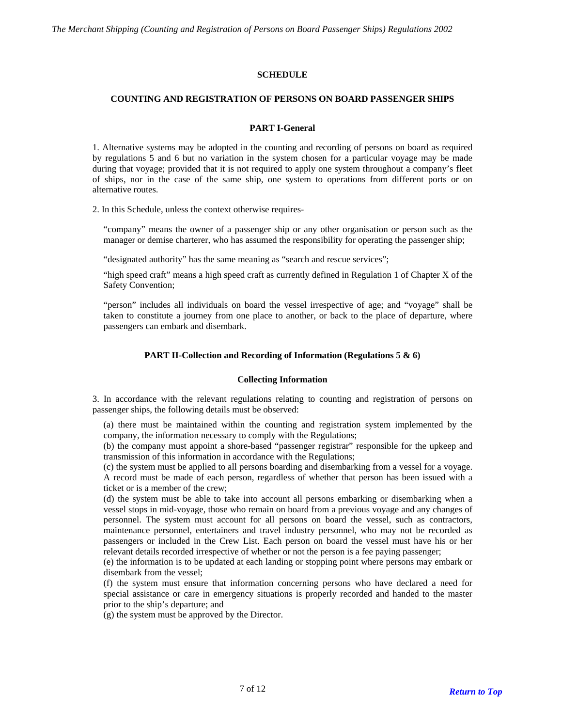## SCHEDULE

### COUNTING AND REGISTRATION OF PERSONS ON BOARD PASSENGER SHIPS

#### PART I-General

1. Alternative systems may be adopted in the counting and recording of persons on board as required by regulations 5 and 6 but no variation in the system chosen for a particular voyage may be made during that voyage; provided that it is not required to apply one system throughout a company's fleet of ships, nor in the case of the same ship, one system to operations from different ports or on alternative routes.

2. In this Schedule, unless the context otherwise requires-

"company" means the owner of a passenger ship or any other organisation or person such as the manager or demise charterer, who has assumed the responsibility for operating the passenger ship;

"designated authority" has the same meaning as "search and rescue services";

"high speed craft" means a high speed craft as currently defined in Regulation 1 of Chapter X of the Safety Convention;

"person" includes all individuals on board the vessel irrespective of age; and "voyage" shall be taken to constitute a journey from one place to another, or back to the place of departure, where passengers can embark and disembark.

#### PART II-Collection and Recording of Information (Regulations 5 & 6)

##### Collecting Information

3. In accordance with the relevant regulations relating to counting and registration of persons on passenger ships, the following details must be observed:

(a) there must be maintained within the counting and registration system implemented by the company, the information necessary to comply with the Regulations;
(b) the company must appoint a shore-based "passenger registrar" responsible for the upkeep and transmission of this information in accordance with the Regulations;
(c) the system must be applied to all persons boarding and disembarking from a vessel for a voyage. A record must be made of each person, regardless of whether that person has been issued with a ticket or is a member of the crew;
(d) the system must be able to take into account all persons embarking or disembarking when a vessel stops in mid-voyage, those who remain on board from a previous voyage and any changes of personnel. The system must account for all persons on board the vessel, such as contractors, maintenance personnel, entertainers and travel industry personnel, who may not be recorded as passengers or included in the Crew List. Each person on board the vessel must have his or her relevant details recorded irrespective of whether or not the person is a fee paying passenger;
(e) the information is to be updated at each landing or stopping point where persons may embark or disembark from the vessel;
(f) the system must ensure that information concerning persons who have declared a need for special assistance or care in emergency situations is properly recorded and handed to the master prior to the ship's departure; and
(g) the system must be approved by the Director.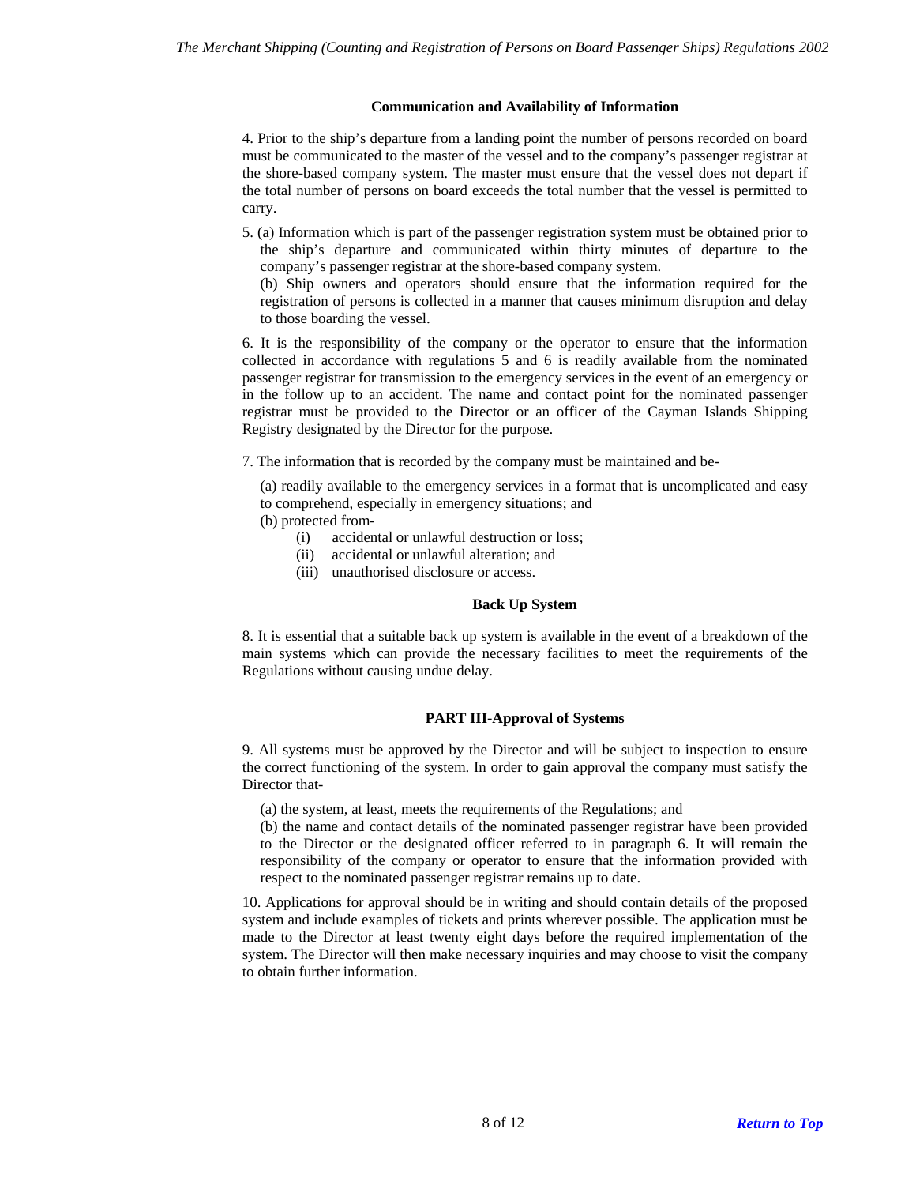### Communication and Availability of Information

4. Prior to the ship's departure from a landing point the number of persons recorded on board must be communicated to the master of the vessel and to the company's passenger registrar at the shore-based company system. The master must ensure that the vessel does not depart if the total number of persons on board exceeds the total number that the vessel is permitted to carry.

5. (a) Information which is part of the passenger registration system must be obtained prior to the ship's departure and communicated within thirty minutes of departure to the company's passenger registrar at the shore-based company system.
   (b) Ship owners and operators should ensure that the information required for the registration of persons is collected in a manner that causes minimum disruption and delay to those boarding the vessel.

6. It is the responsibility of the company or the operator to ensure that the information collected in accordance with regulations 5 and 6 is readily available from the nominated passenger registrar for transmission to the emergency services in the event of an emergency or in the follow up to an accident. The name and contact point for the nominated passenger registrar must be provided to the Director or an officer of the Cayman Islands Shipping Registry designated by the Director for the purpose.

7. The information that is recorded by the company must be maintained and be-

   (a) readily available to the emergency services in a format that is uncomplicated and easy to comprehend, especially in emergency situations; and
   (b) protected from-
      (i) accidental or unlawful destruction or loss;
      (ii) accidental or unlawful alteration; and
      (iii) unauthorised disclosure or access.

### Back Up System

8. It is essential that a suitable back up system is available in the event of a breakdown of the main systems which can provide the necessary facilities to meet the requirements of the Regulations without causing undue delay.

## PART III-Approval of Systems

9. All systems must be approved by the Director and will be subject to inspection to ensure the correct functioning of the system. In order to gain approval the company must satisfy the Director that-

   (a) the system, at least, meets the requirements of the Regulations; and
   (b) the name and contact details of the nominated passenger registrar have been provided to the Director or the designated officer referred to in paragraph 6. It will remain the responsibility of the company or operator to ensure that the information provided with respect to the nominated passenger registrar remains up to date.

10. Applications for approval should be in writing and should contain details of the proposed system and include examples of tickets and prints wherever possible. The application must be made to the Director at least twenty eight days before the required implementation of the system. The Director will then make necessary inquiries and may choose to visit the company to obtain further information.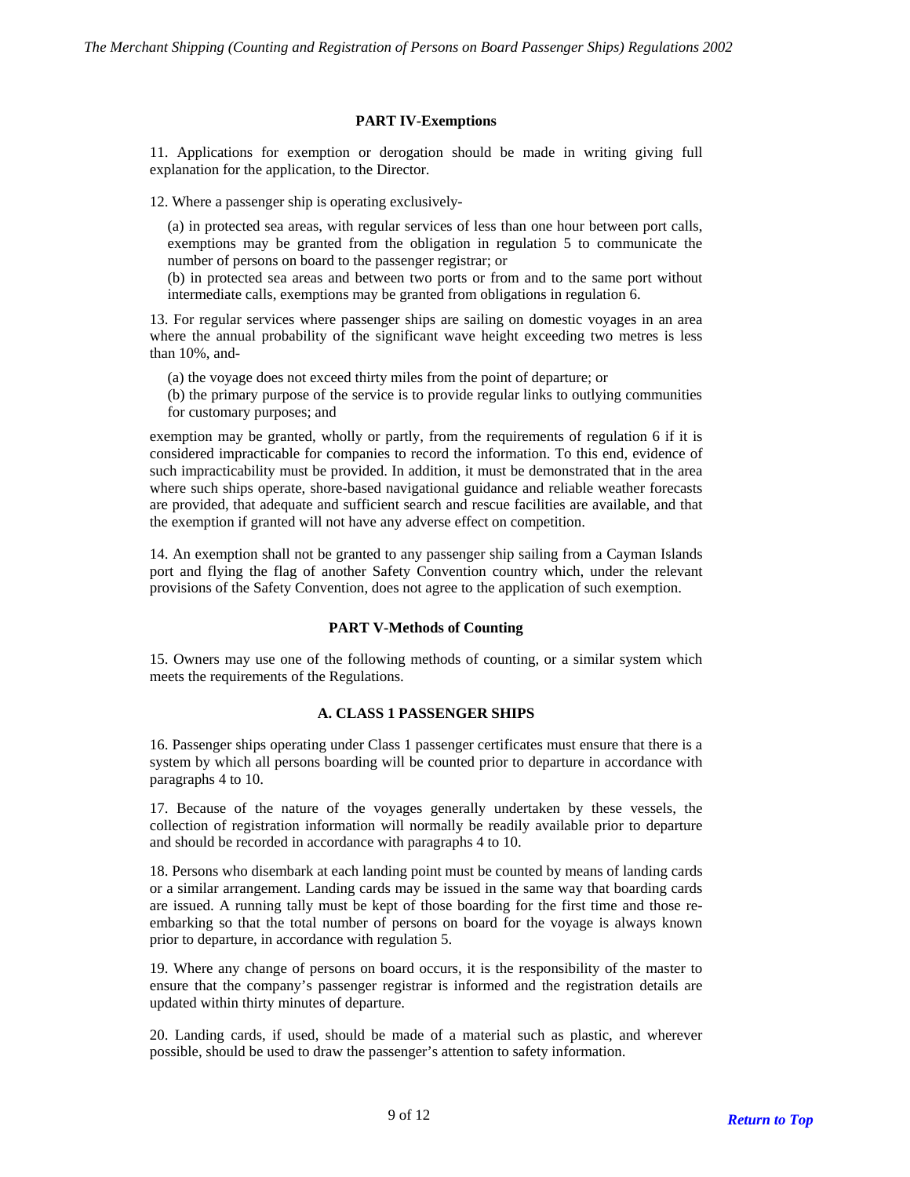## PART IV-Exemptions

11. Applications for exemption or derogation should be made in writing giving full explanation for the application, to the Director.

12. Where a passenger ship is operating exclusively-

(a) in protected sea areas, with regular services of less than one hour between port calls, exemptions may be granted from the obligation in regulation 5 to communicate the number of persons on board to the passenger registrar; or

(b) in protected sea areas and between two ports or from and to the same port without intermediate calls, exemptions may be granted from obligations in regulation 6.

13. For regular services where passenger ships are sailing on domestic voyages in an area where the annual probability of the significant wave height exceeding two metres is less than 10%, and-

(a) the voyage does not exceed thirty miles from the point of departure; or

(b) the primary purpose of the service is to provide regular links to outlying communities for customary purposes; and

exemption may be granted, wholly or partly, from the requirements of regulation 6 if it is considered impracticable for companies to record the information. To this end, evidence of such impracticability must be provided. In addition, it must be demonstrated that in the area where such ships operate, shore-based navigational guidance and reliable weather forecasts are provided, that adequate and sufficient search and rescue facilities are available, and that the exemption if granted will not have any adverse effect on competition.

14. An exemption shall not be granted to any passenger ship sailing from a Cayman Islands port and flying the flag of another Safety Convention country which, under the relevant provisions of the Safety Convention, does not agree to the application of such exemption.

## PART V-Methods of Counting

15. Owners may use one of the following methods of counting, or a similar system which meets the requirements of the Regulations.

### A. CLASS 1 PASSENGER SHIPS

16. Passenger ships operating under Class 1 passenger certificates must ensure that there is a system by which all persons boarding will be counted prior to departure in accordance with paragraphs 4 to 10.

17. Because of the nature of the voyages generally undertaken by these vessels, the collection of registration information will normally be readily available prior to departure and should be recorded in accordance with paragraphs 4 to 10.

18. Persons who disembark at each landing point must be counted by means of landing cards or a similar arrangement. Landing cards may be issued in the same way that boarding cards are issued. A running tally must be kept of those boarding for the first time and those re-embarking so that the total number of persons on board for the voyage is always known prior to departure, in accordance with regulation 5.

19. Where any change of persons on board occurs, it is the responsibility of the master to ensure that the company's passenger registrar is informed and the registration details are updated within thirty minutes of departure.

20. Landing cards, if used, should be made of a material such as plastic, and wherever possible, should be used to draw the passenger's attention to safety information.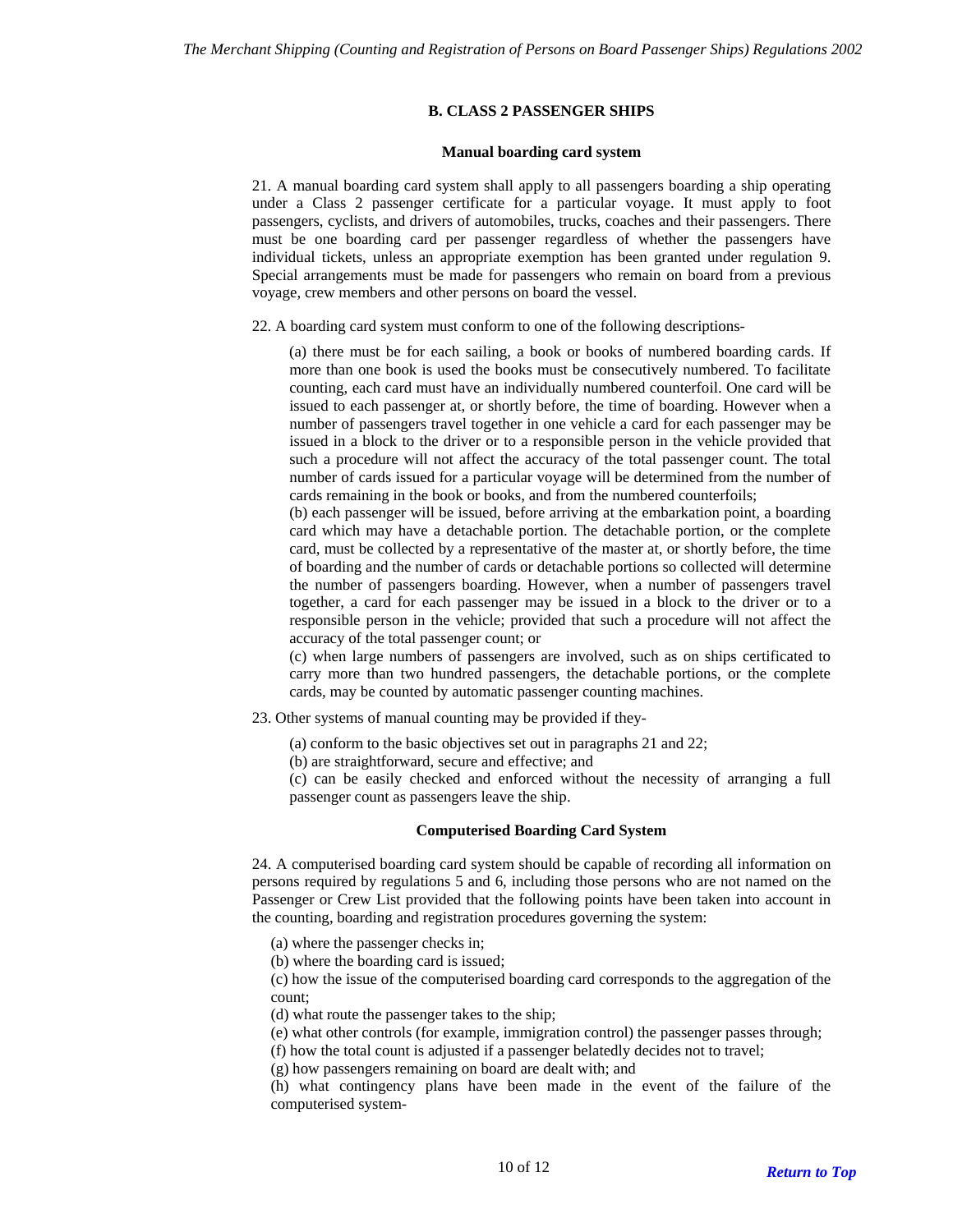## B. CLASS 2 PASSENGER SHIPS

### Manual boarding card system

21. A manual boarding card system shall apply to all passengers boarding a ship operating under a Class 2 passenger certificate for a particular voyage. It must apply to foot passengers, cyclists, and drivers of automobiles, trucks, coaches and their passengers. There must be one boarding card per passenger regardless of whether the passengers have individual tickets, unless an appropriate exemption has been granted under regulation 9. Special arrangements must be made for passengers who remain on board from a previous voyage, crew members and other persons on board the vessel.

22. A boarding card system must conform to one of the following descriptions-

(a) there must be for each sailing, a book or books of numbered boarding cards. If more than one book is used the books must be consecutively numbered. To facilitate counting, each card must have an individually numbered counterfoil. One card will be issued to each passenger at, or shortly before, the time of boarding. However when a number of passengers travel together in one vehicle a card for each passenger may be issued in a block to the driver or to a responsible person in the vehicle provided that such a procedure will not affect the accuracy of the total passenger count. The total number of cards issued for a particular voyage will be determined from the number of cards remaining in the book or books, and from the numbered counterfoils;

(b) each passenger will be issued, before arriving at the embarkation point, a boarding card which may have a detachable portion. The detachable portion, or the complete card, must be collected by a representative of the master at, or shortly before, the time of boarding and the number of cards or detachable portions so collected will determine the number of passengers boarding. However, when a number of passengers travel together, a card for each passenger may be issued in a block to the driver or to a responsible person in the vehicle; provided that such a procedure will not affect the accuracy of the total passenger count; or

(c) when large numbers of passengers are involved, such as on ships certificated to carry more than two hundred passengers, the detachable portions, or the complete cards, may be counted by automatic passenger counting machines.

23. Other systems of manual counting may be provided if they-

(a) conform to the basic objectives set out in paragraphs 21 and 22;
(b) are straightforward, secure and effective; and
(c) can be easily checked and enforced without the necessity of arranging a full passenger count as passengers leave the ship.

### Computerised Boarding Card System

24. A computerised boarding card system should be capable of recording all information on persons required by regulations 5 and 6, including those persons who are not named on the Passenger or Crew List provided that the following points have been taken into account in the counting, boarding and registration procedures governing the system:

(a) where the passenger checks in;
(b) where the boarding card is issued;
(c) how the issue of the computerised boarding card corresponds to the aggregation of the count;
(d) what route the passenger takes to the ship;
(e) what other controls (for example, immigration control) the passenger passes through;
(f) how the total count is adjusted if a passenger belatedly decides not to travel;
(g) how passengers remaining on board are dealt with; and
(h) what contingency plans have been made in the event of the failure of the computerised system-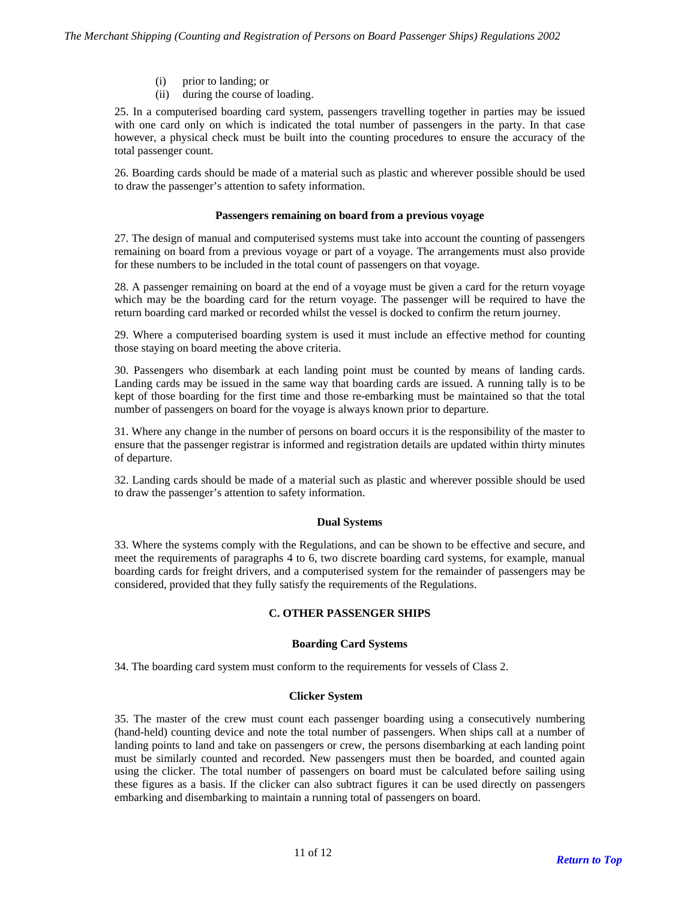(i) prior to landing; or
(ii) during the course of loading.

25. In a computerised boarding card system, passengers travelling together in parties may be issued with one card only on which is indicated the total number of passengers in the party. In that case however, a physical check must be built into the counting procedures to ensure the accuracy of the total passenger count.

26. Boarding cards should be made of a material such as plastic and wherever possible should be used to draw the passenger's attention to safety information.

**Passengers remaining on board from a previous voyage**

27. The design of manual and computerised systems must take into account the counting of passengers remaining on board from a previous voyage or part of a voyage. The arrangements must also provide for these numbers to be included in the total count of passengers on that voyage.

28. A passenger remaining on board at the end of a voyage must be given a card for the return voyage which may be the boarding card for the return voyage. The passenger will be required to have the return boarding card marked or recorded whilst the vessel is docked to confirm the return journey.

29. Where a computerised boarding system is used it must include an effective method for counting those staying on board meeting the above criteria.

30. Passengers who disembark at each landing point must be counted by means of landing cards. Landing cards may be issued in the same way that boarding cards are issued. A running tally is to be kept of those boarding for the first time and those re-embarking must be maintained so that the total number of passengers on board for the voyage is always known prior to departure.

31. Where any change in the number of persons on board occurs it is the responsibility of the master to ensure that the passenger registrar is informed and registration details are updated within thirty minutes of departure.

32. Landing cards should be made of a material such as plastic and wherever possible should be used to draw the passenger's attention to safety information.

**Dual Systems**

33. Where the systems comply with the Regulations, and can be shown to be effective and secure, and meet the requirements of paragraphs 4 to 6, two discrete boarding card systems, for example, manual boarding cards for freight drivers, and a computerised system for the remainder of passengers may be considered, provided that they fully satisfy the requirements of the Regulations.

## C. OTHER PASSENGER SHIPS

**Boarding Card Systems**

34. The boarding card system must conform to the requirements for vessels of Class 2.

**Clicker System**

35. The master of the crew must count each passenger boarding using a consecutively numbering (hand-held) counting device and note the total number of passengers. When ships call at a number of landing points to land and take on passengers or crew, the persons disembarking at each landing point must be similarly counted and recorded. New passengers must then be boarded, and counted again using the clicker. The total number of passengers on board must be calculated before sailing using these figures as a basis. If the clicker can also subtract figures it can be used directly on passengers embarking and disembarking to maintain a running total of passengers on board.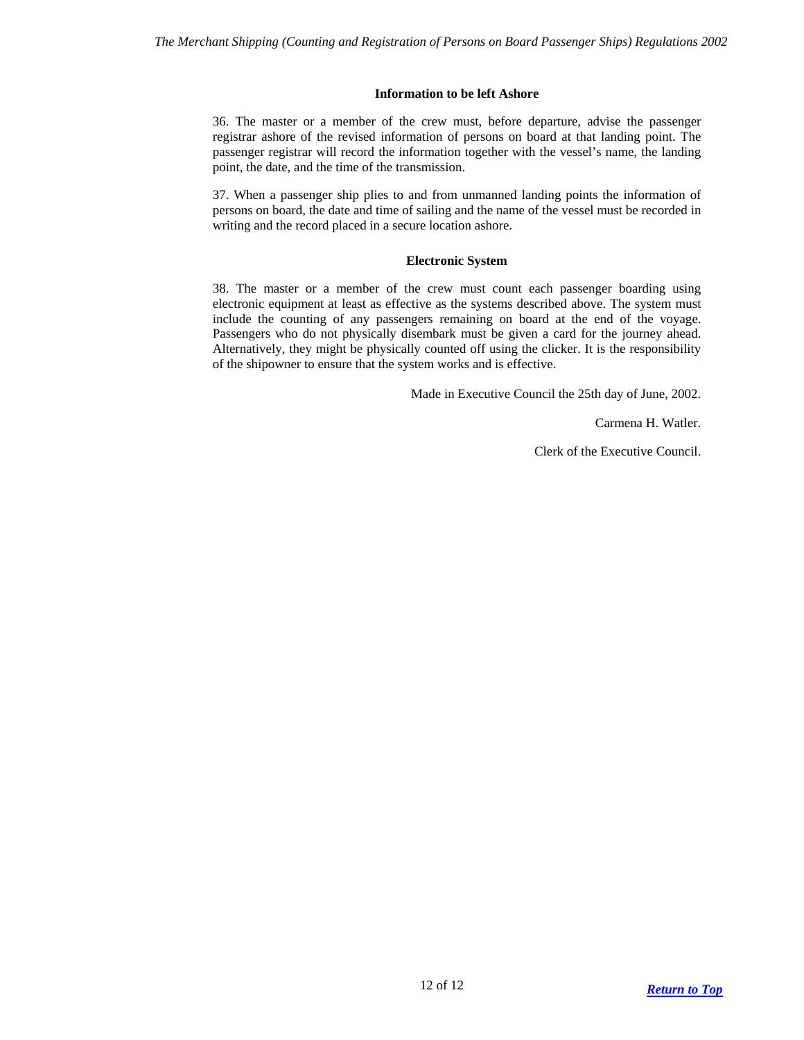### Information to be left Ashore

36. The master or a member of the crew must, before departure, advise the passenger registrar ashore of the revised information of persons on board at that landing point. The passenger registrar will record the information together with the vessel's name, the landing point, the date, and the time of the transmission.

37. When a passenger ship plies to and from unmanned landing points the information of persons on board, the date and time of sailing and the name of the vessel must be recorded in writing and the record placed in a secure location ashore.

### Electronic System

38. The master or a member of the crew must count each passenger boarding using electronic equipment at least as effective as the systems described above. The system must include the counting of any passengers remaining on board at the end of the voyage. Passengers who do not physically disembark must be given a card for the journey ahead. Alternatively, they might be physically counted off using the clicker. It is the responsibility of the shipowner to ensure that the system works and is effective.

Made in Executive Council the 25th day of June, 2002.

Carmena H. Watler.

Clerk of the Executive Council.